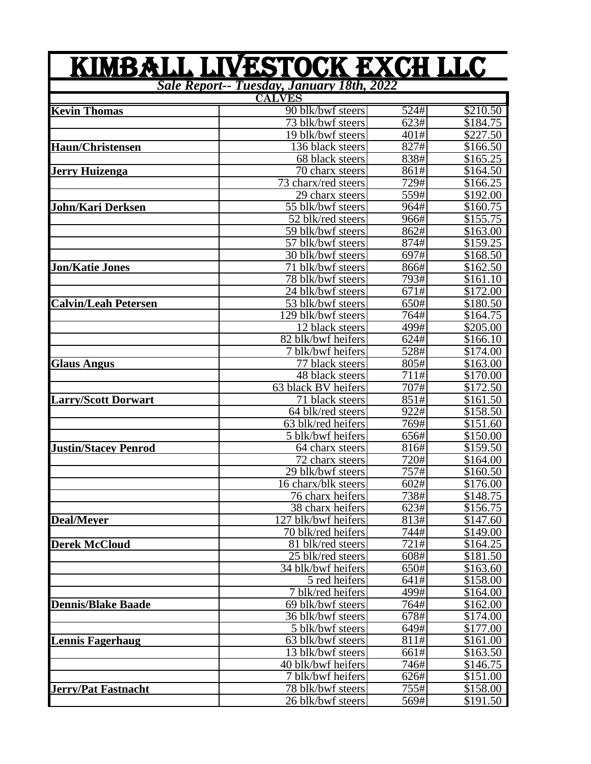# KIMBALL LIVESTOCK EXCH LLC

***Sale Report-- Tuesday, January 18th, 2022***

**CALVES**

| | | | |
|---|---|---|---|
| **Kevin Thomas** | 90 blk/bwf steers | 524# | $210.50 |
| | 73 blk/bwf steers | 623# | $184.75 |
| | 19 blk/bwf steers | 401# | $227.50 |
| **Haun/Christensen** | 136 black steers | 827# | $166.50 |
| | 68 black steers | 838# | $165.25 |
| **Jerry Huizenga** | 70 charx steers | 861# | $164.50 |
| | 73 charx/red steers | 729# | $166.25 |
| | 29 charx steers | 559# | $192.00 |
| **John/Kari Derksen** | 55 blk/bwf steers | 964# | $160.75 |
| | 52 blk/red steers | 966# | $155.75 |
| | 59 blk/bwf steers | 862# | $163.00 |
| | 57 blk/bwf steers | 874# | $159.25 |
| | 30 blk/bwf steers | 697# | $168.50 |
| **Jon/Katie Jones** | 71 blk/bwf steers | 866# | $162.50 |
| | 78 blk/bwf steers | 793# | $161.10 |
| | 24 blk/bwf steers | 671# | $172.00 |
| **Calvin/Leah Petersen** | 53 blk/bwf steers | 650# | $180.50 |
| | 129 blk/bwf steers | 764# | $164.75 |
| | 12 black steers | 499# | $205.00 |
| | 82 blk/bwf heifers | 624# | $166.10 |
| | 7 blk/bwf heifers | 528# | $174.00 |
| **Glaus Angus** | 77 black steers | 805# | $163.00 |
| | 48 black steers | 711# | $170.00 |
| | 63 black BV heifers | 707# | $172.50 |
| **Larry/Scott Dorwart** | 71 black steers | 851# | $161.50 |
| | 64 blk/red steers | 922# | $158.50 |
| | 63 blk/red heifers | 769# | $151.60 |
| | 5 blk/bwf heifers | 656# | $150.00 |
| **Justin/Stacey Penrod** | 64 charx steers | 816# | $159.50 |
| | 72 charx steers | 720# | $164.00 |
| | 29 blk/bwf steers | 757# | $160.50 |
| | 16 charx/blk steers | 602# | $176.00 |
| | 76 charx heifers | 738# | $148.75 |
| | 38 charx heifers | 623# | $156.75 |
| **Deal/Meyer** | 127 blk/bwf heifers | 813# | $147.60 |
| | 70 blk/red heifers | 744# | $149.00 |
| **Derek McCloud** | 81 blk/red steers | 721# | $164.25 |
| | 25 blk/red steers | 608# | $181.50 |
| | 34 blk/bwf heifers | 650# | $163.60 |
| | 5 red heifers | 641# | $158.00 |
| | 7 blk/red heifers | 499# | $164.00 |
| **Dennis/Blake Baade** | 69 blk/bwf steers | 764# | $162.00 |
| | 36 blk/bwf steers | 678# | $174.00 |
| | 5 blk/bwf steers | 649# | $177.00 |
| **Lennis Fagerhaug** | 63 blk/bwf steers | 811# | $161.00 |
| | 13 blk/bwf steers | 661# | $163.50 |
| | 40 blk/bwf heifers | 746# | $146.75 |
| | 7 blk/bwf heifers | 626# | $151.00 |
| **Jerry/Pat Fastnacht** | 78 blk/bwf steers | 755# | $158.00 |
| | 26 blk/bwf steers | 569# | $191.50 |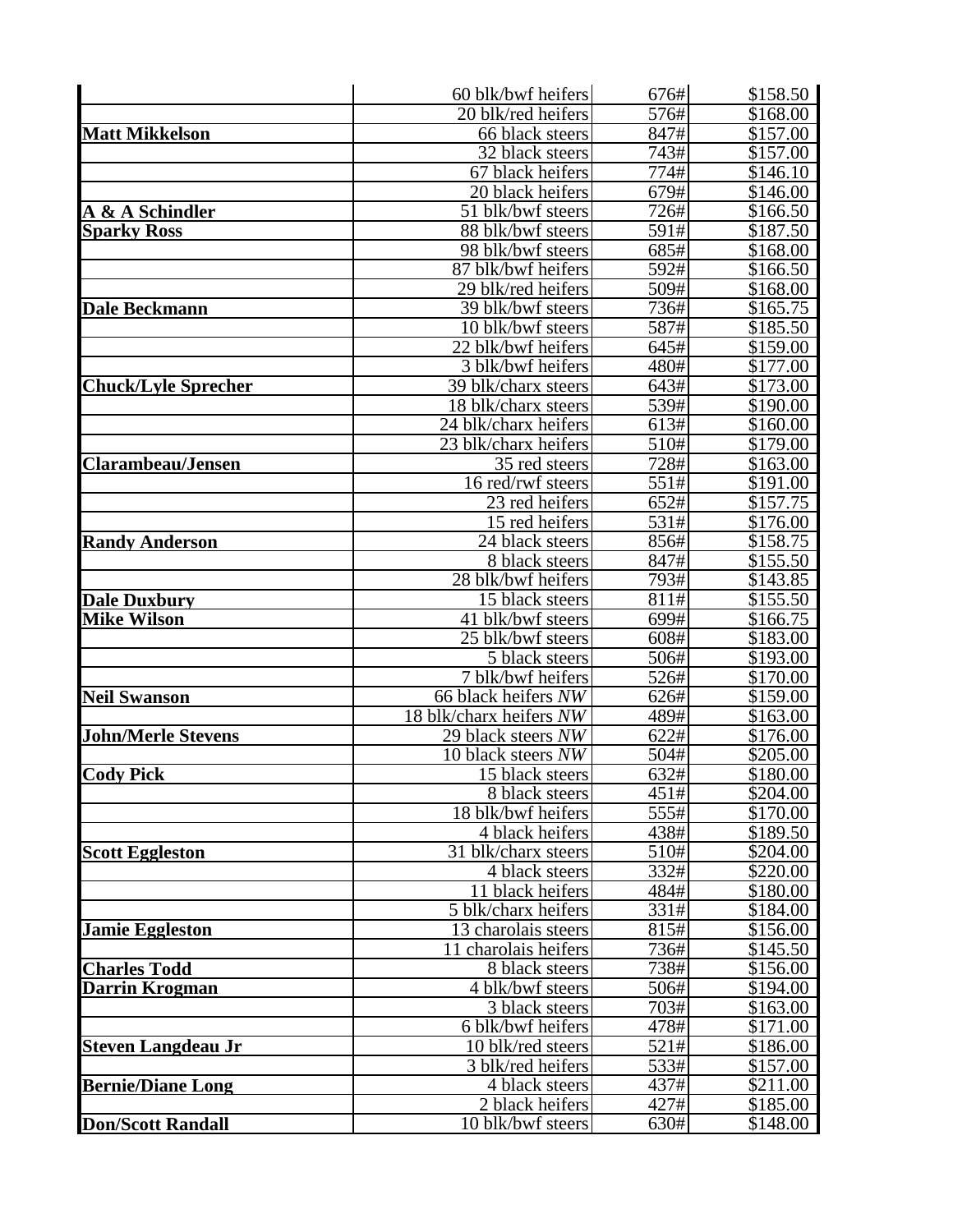| | | | |
|---|---|---|---|
| | 60 blk/bwf heifers | 676# | $158.50 |
| | 20 blk/red heifers | 576# | $168.00 |
| **Matt Mikkelson** | 66 black steers | 847# | $157.00 |
| | 32 black steers | 743# | $157.00 |
| | 67 black heifers | 774# | $146.10 |
| | 20 black heifers | 679# | $146.00 |
| **A & A Schindler** | 51 blk/bwf steers | 726# | $166.50 |
| **Sparky Ross** | 88 blk/bwf steers | 591# | $187.50 |
| | 98 blk/bwf steers | 685# | $168.00 |
| | 87 blk/bwf heifers | 592# | $166.50 |
| | 29 blk/red heifers | 509# | $168.00 |
| **Dale Beckmann** | 39 blk/bwf steers | 736# | $165.75 |
| | 10 blk/bwf steers | 587# | $185.50 |
| | 22 blk/bwf heifers | 645# | $159.00 |
| | 3 blk/bwf heifers | 480# | $177.00 |
| **Chuck/Lyle Sprecher** | 39 blk/charx steers | 643# | $173.00 |
| | 18 blk/charx steers | 539# | $190.00 |
| | 24 blk/charx heifers | 613# | $160.00 |
| | 23 blk/charx heifers | 510# | $179.00 |
| **Clarambeau/Jensen** | 35 red steers | 728# | $163.00 |
| | 16 red/rwf steers | 551# | $191.00 |
| | 23 red heifers | 652# | $157.75 |
| | 15 red heifers | 531# | $176.00 |
| **Randy Anderson** | 24 black steers | 856# | $158.75 |
| | 8 black steers | 847# | $155.50 |
| | 28 blk/bwf heifers | 793# | $143.85 |
| **Dale Duxbury** | 15 black steers | 811# | $155.50 |
| **Mike Wilson** | 41 blk/bwf steers | 699# | $166.75 |
| | 25 blk/bwf steers | 608# | $183.00 |
| | 5 black steers | 506# | $193.00 |
| | 7 blk/bwf heifers | 526# | $170.00 |
| **Neil Swanson** | 66 black heifers *NW* | 626# | $159.00 |
| | 18 blk/charx heifers *NW* | 489# | $163.00 |
| **John/Merle Stevens** | 29 black steers *NW* | 622# | $176.00 |
| | 10 black steers *NW* | 504# | $205.00 |
| **Cody Pick** | 15 black steers | 632# | $180.00 |
| | 8 black steers | 451# | $204.00 |
| | 18 blk/bwf heifers | 555# | $170.00 |
| | 4 black heifers | 438# | $189.50 |
| **Scott Eggleston** | 31 blk/charx steers | 510# | $204.00 |
| | 4 black steers | 332# | $220.00 |
| | 11 black heifers | 484# | $180.00 |
| | 5 blk/charx heifers | 331# | $184.00 |
| **Jamie Eggleston** | 13 charolais steers | 815# | $156.00 |
| | 11 charolais heifers | 736# | $145.50 |
| **Charles Todd** | 8 black steers | 738# | $156.00 |
| **Darrin Krogman** | 4 blk/bwf steers | 506# | $194.00 |
| | 3 black steers | 703# | $163.00 |
| | 6 blk/bwf heifers | 478# | $171.00 |
| **Steven Langdeau Jr** | 10 blk/red steers | 521# | $186.00 |
| | 3 blk/red heifers | 533# | $157.00 |
| **Bernie/Diane Long** | 4 black steers | 437# | $211.00 |
| | 2 black heifers | 427# | $185.00 |
| **Don/Scott Randall** | 10 blk/bwf steers | 630# | $148.00 |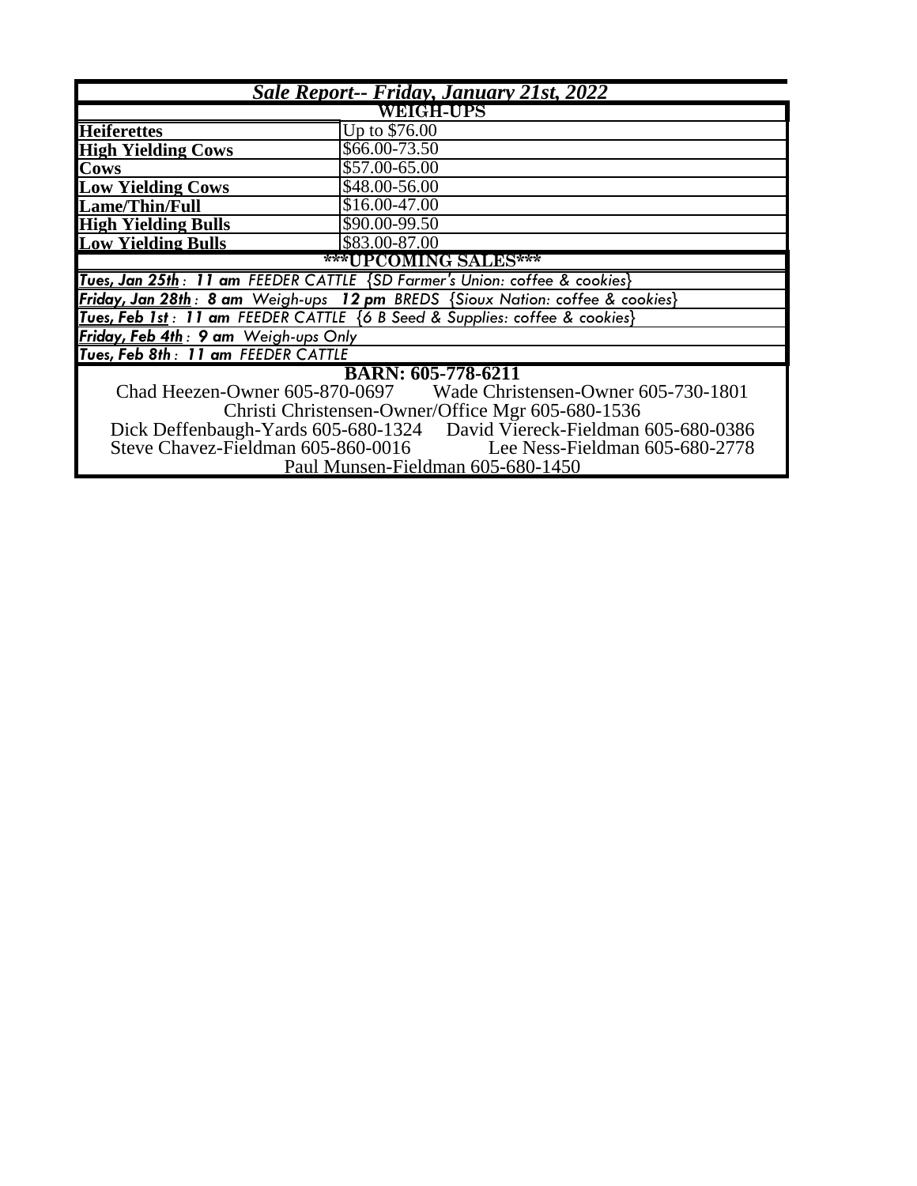## *Sale Report-- Friday, January 21st, 2022*

**WEIGH-UPS**

| | |
|---|---|
| **Heiferettes** | Up to $76.00 |
| **High Yielding Cows** | $66.00-73.50 |
| **Cows** | $57.00-65.00 |
| **Low Yielding Cows** | $48.00-56.00 |
| **Lame/Thin/Full** | $16.00-47.00 |
| **High Yielding Bulls** | $90.00-99.50 |
| **Low Yielding Bulls** | $83.00-87.00 |

**\*\*\*UPCOMING SALES\*\*\***

***Tues, Jan 25th*** *:* ***11 am*** *FEEDER CATTLE {SD Farmer's Union: coffee & cookies}*

***Friday, Jan 28th*** *:* ***8 am*** *Weigh-ups* ***12 pm*** *BREDS {Sioux Nation: coffee & cookies}*

***Tues, Feb 1st*** *:* ***11 am*** *FEEDER CATTLE {6 B Seed & Supplies: coffee & cookies}*

***Friday, Feb 4th*** *:* ***9 am*** *Weigh-ups Only*

***Tues, Feb 8th*** *:* ***11 am*** *FEEDER CATTLE*

**BARN: 605-778-6211**

Chad Heezen-Owner 605-870-0697 Wade Christensen-Owner 605-730-1801

Christi Christensen-Owner/Office Mgr 605-680-1536

Dick Deffenbaugh-Yards 605-680-1324 David Viereck-Fieldman 605-680-0386

Steve Chavez-Fieldman 605-860-0016 Lee Ness-Fieldman 605-680-2778

Paul Munsen-Fieldman 605-680-1450